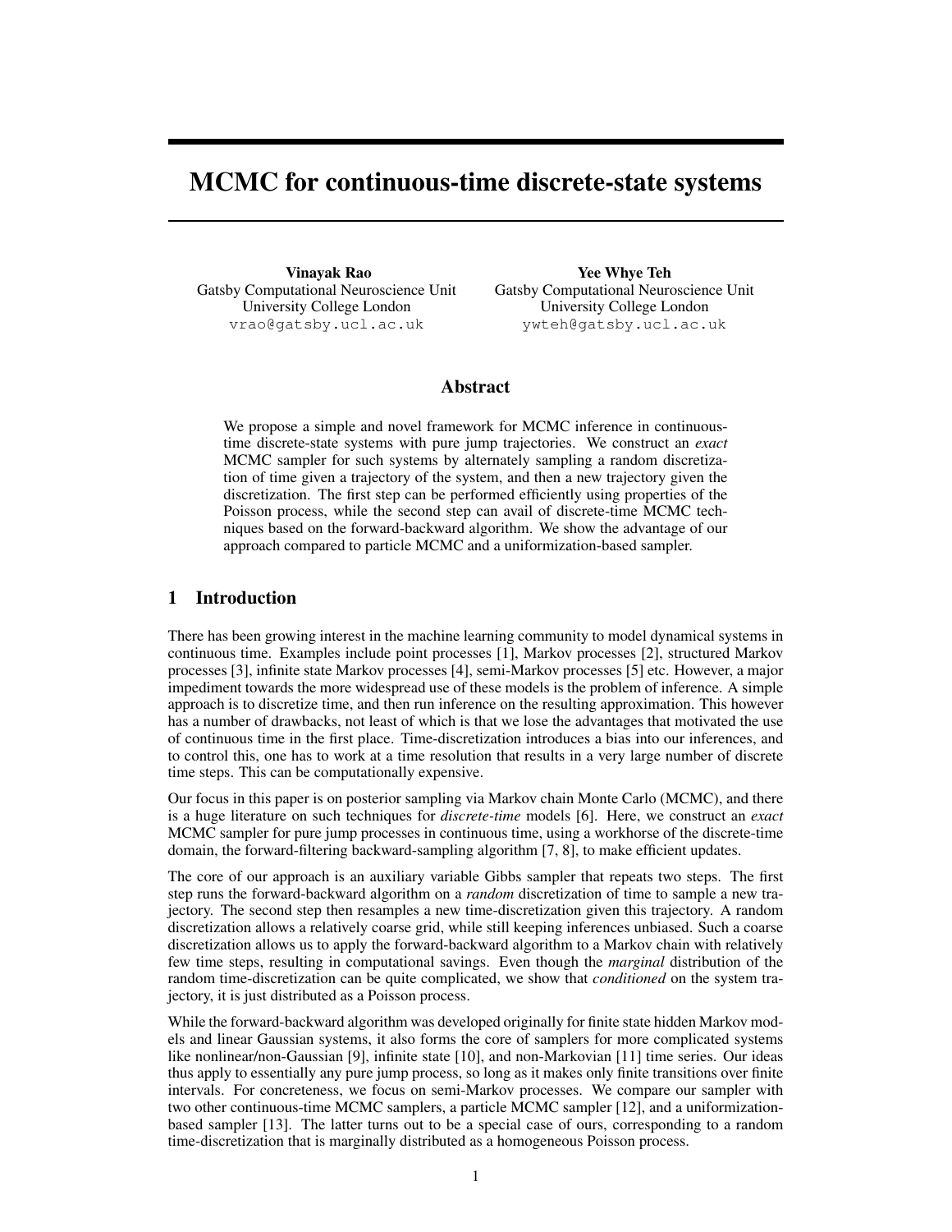# MCMC for continuous-time discrete-state systems

**Vinayak Rao**
Gatsby Computational Neuroscience Unit
University College London
vrao@gatsby.ucl.ac.uk

**Yee Whye Teh**
Gatsby Computational Neuroscience Unit
University College London
ywteh@gatsby.ucl.ac.uk

## Abstract

We propose a simple and novel framework for MCMC inference in continuous-time discrete-state systems with pure jump trajectories. We construct an *exact* MCMC sampler for such systems by alternately sampling a random discretization of time given a trajectory of the system, and then a new trajectory given the discretization. The first step can be performed efficiently using properties of the Poisson process, while the second step can avail of discrete-time MCMC techniques based on the forward-backward algorithm. We show the advantage of our approach compared to particle MCMC and a uniformization-based sampler.

## 1 Introduction

There has been growing interest in the machine learning community to model dynamical systems in continuous time. Examples include point processes [1], Markov processes [2], structured Markov processes [3], infinite state Markov processes [4], semi-Markov processes [5] etc. However, a major impediment towards the more widespread use of these models is the problem of inference. A simple approach is to discretize time, and then run inference on the resulting approximation. This however has a number of drawbacks, not least of which is that we lose the advantages that motivated the use of continuous time in the first place. Time-discretization introduces a bias into our inferences, and to control this, one has to work at a time resolution that results in a very large number of discrete time steps. This can be computationally expensive.

Our focus in this paper is on posterior sampling via Markov chain Monte Carlo (MCMC), and there is a huge literature on such techniques for *discrete-time* models [6]. Here, we construct an *exact* MCMC sampler for pure jump processes in continuous time, using a workhorse of the discrete-time domain, the forward-filtering backward-sampling algorithm [7, 8], to make efficient updates.

The core of our approach is an auxiliary variable Gibbs sampler that repeats two steps. The first step runs the forward-backward algorithm on a *random* discretization of time to sample a new trajectory. The second step then resamples a new time-discretization given this trajectory. A random discretization allows a relatively coarse grid, while still keeping inferences unbiased. Such a coarse discretization allows us to apply the forward-backward algorithm to a Markov chain with relatively few time steps, resulting in computational savings. Even though the *marginal* distribution of the random time-discretization can be quite complicated, we show that *conditioned* on the system trajectory, it is just distributed as a Poisson process.

While the forward-backward algorithm was developed originally for finite state hidden Markov models and linear Gaussian systems, it also forms the core of samplers for more complicated systems like nonlinear/non-Gaussian [9], infinite state [10], and non-Markovian [11] time series. Our ideas thus apply to essentially any pure jump process, so long as it makes only finite transitions over finite intervals. For concreteness, we focus on semi-Markov processes. We compare our sampler with two other continuous-time MCMC samplers, a particle MCMC sampler [12], and a uniformization-based sampler [13]. The latter turns out to be a special case of ours, corresponding to a random time-discretization that is marginally distributed as a homogeneous Poisson process.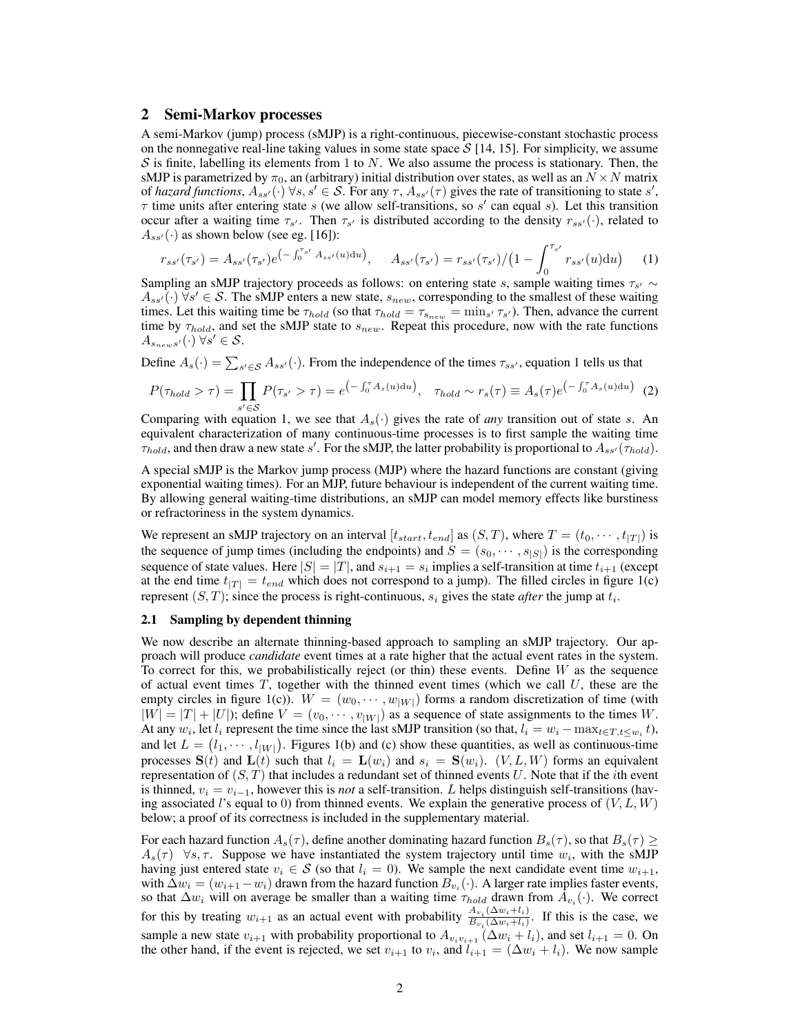## 2 Semi-Markov processes

A semi-Markov (jump) process (sMJP) is a right-continuous, piecewise-constant stochastic process on the nonnegative real-line taking values in some state space $\mathcal{S}$ [14, 15]. For simplicity, we assume $\mathcal{S}$ is finite, labelling its elements from 1 to $N$. We also assume the process is stationary. Then, the sMJP is parametrized by $\pi_0$, an (arbitrary) initial distribution over states, as well as an $N \times N$ matrix of *hazard functions*, $A_{ss'}(\cdot)\ \forall s, s' \in \mathcal{S}$. For any $\tau$, $A_{ss'}(\tau)$ gives the rate of transitioning to state $s'$, $\tau$ time units after entering state $s$ (we allow self-transitions, so $s'$ can equal $s$). Let this transition occur after a waiting time $\tau_{s'}$. Then $\tau_{s'}$ is distributed according to the density $r_{ss'}(\cdot)$, related to $A_{ss'}(\cdot)$ as shown below (see eg. [16]):

$$r_{ss'}(\tau_{s'}) = A_{ss'}(\tau_{s'})e^{\left(-\int_0^{\tau_{s'}} A_{ss'}(u)\mathrm{d}u\right)}, \quad A_{ss'}(\tau_{s'}) = r_{ss'}(\tau_{s'})/\left(1 - \int_0^{\tau_{s'}} r_{ss'}(u)\mathrm{d}u\right) \quad (1)$$

Sampling an sMJP trajectory proceeds as follows: on entering state $s$, sample waiting times $\tau_{s'} \sim A_{ss'}(\cdot)\ \forall s' \in \mathcal{S}$. The sMJP enters a new state, $s_{new}$, corresponding to the smallest of these waiting times. Let this waiting time be $\tau_{hold}$ (so that $\tau_{hold} = \tau_{s_{new}} = \min_{s'} \tau_{s'}$). Then, advance the current time by $\tau_{hold}$, and set the sMJP state to $s_{new}$. Repeat this procedure, now with the rate functions $A_{s_{new}s'}(\cdot)\ \forall s' \in \mathcal{S}$.

Define $A_s(\cdot) = \sum_{s' \in \mathcal{S}} A_{ss'}(\cdot)$. From the independence of the times $\tau_{ss'}$, equation 1 tells us that

$$P(\tau_{hold} > \tau) = \prod_{s' \in \mathcal{S}} P(\tau_{s'} > \tau) = e^{\left(-\int_0^{\tau} A_s(u)\mathrm{d}u\right)}, \quad \tau_{hold} \sim r_s(\tau) \equiv A_s(\tau)e^{\left(-\int_0^{\tau} A_s(u)\mathrm{d}u\right)} \quad (2)$$

Comparing with equation 1, we see that $A_s(\cdot)$ gives the rate of *any* transition out of state $s$. An equivalent characterization of many continuous-time processes is to first sample the waiting time $\tau_{hold}$, and then draw a new state $s'$. For the sMJP, the latter probability is proportional to $A_{ss'}(\tau_{hold})$.

A special sMJP is the Markov jump process (MJP) where the hazard functions are constant (giving exponential waiting times). For an MJP, future behaviour is independent of the current waiting time. By allowing general waiting-time distributions, an sMJP can model memory effects like burstiness or refractoriness in the system dynamics.

We represent an sMJP trajectory on an interval $[t_{start}, t_{end}]$ as $(S, T)$, where $T = (t_0, \cdots, t_{|T|})$ is the sequence of jump times (including the endpoints) and $S = (s_0, \cdots, s_{|S|})$ is the corresponding sequence of state values. Here $|S| = |T|$, and $s_{i+1} = s_i$ implies a self-transition at time $t_{i+1}$ (except at the end time $t_{|T|} = t_{end}$ which does not correspond to a jump). The filled circles in figure 1(c) represent $(S, T)$; since the process is right-continuous, $s_i$ gives the state *after* the jump at $t_i$.

### 2.1 Sampling by dependent thinning

We now describe an alternate thinning-based approach to sampling an sMJP trajectory. Our approach will produce *candidate* event times at a rate higher that the actual event rates in the system. To correct for this, we probabilistically reject (or thin) these events. Define $W$ as the sequence of actual event times $T$, together with the thinned event times (which we call $U$, these are the empty circles in figure 1(c)). $W = (w_0, \cdots, w_{|W|})$ forms a random discretization of time (with $|W| = |T| + |U|$); define $V = (v_0, \cdots, v_{|W|})$ as a sequence of state assignments to the times $W$. At any $w_i$, let $l_i$ represent the time since the last sMJP transition (so that, $l_i = w_i - \max_{t \in T, t \le w_i} t$), and let $L = (l_1, \cdots, l_{|W|})$. Figures 1(b) and (c) show these quantities, as well as continuous-time processes $\mathbf{S}(t)$ and $\mathbf{L}(t)$ such that $l_i = \mathbf{L}(w_i)$ and $s_i = \mathbf{S}(w_i)$. $(V, L, W)$ forms an equivalent representation of $(S, T)$ that includes a redundant set of thinned events $U$. Note that if the $i$th event is thinned, $v_i = v_{i-1}$, however this is *not* a self-transition. $L$ helps distinguish self-transitions (having associated $l$'s equal to 0) from thinned events. We explain the generative process of $(V, L, W)$ below; a proof of its correctness is included in the supplementary material.

For each hazard function $A_s(\tau)$, define another dominating hazard function $B_s(\tau)$, so that $B_s(\tau) \ge A_s(\tau)\ \ \forall s, \tau$. Suppose we have instantiated the system trajectory until time $w_i$, with the sMJP having just entered state $v_i \in \mathcal{S}$ (so that $l_i = 0$). We sample the next candidate event time $w_{i+1}$, with $\Delta w_i = (w_{i+1} - w_i)$ drawn from the hazard function $B_{v_i}(\cdot)$. A larger rate implies faster events, so that $\Delta w_i$ will on average be smaller than a waiting time $\tau_{hold}$ drawn from $A_{v_i}(\cdot)$. We correct for this by treating $w_{i+1}$ as an actual event with probability $\frac{A_{v_i}(\Delta w_i + l_i)}{B_{v_i}(\Delta w_i + l_i)}$. If this is the case, we sample a new state $v_{i+1}$ with probability proportional to $A_{v_i v_{i+1}}(\Delta w_i + l_i)$, and set $l_{i+1} = 0$. On the other hand, if the event is rejected, we set $v_{i+1}$ to $v_i$, and $l_{i+1} = (\Delta w_i + l_i)$. We now sample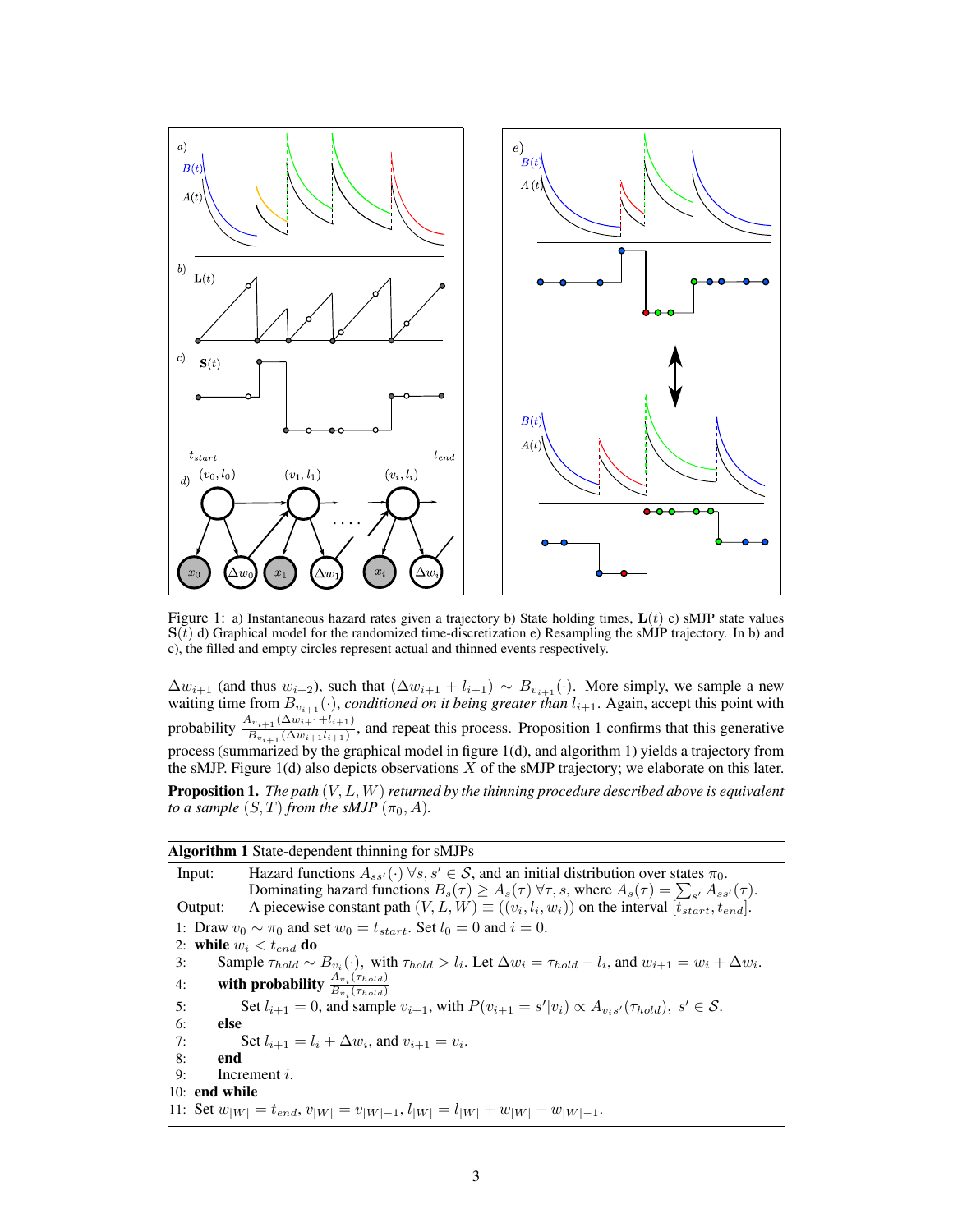Figure 1: a) Instantaneous hazard rates given a trajectory b) State holding times, $\mathbf{L}(t)$ c) sMJP state values $\mathbf{S}(t)$ d) Graphical model for the randomized time-discretization e) Resampling the sMJP trajectory. In b) and c), the filled and empty circles represent actual and thinned events respectively.

$\Delta w_{i+1}$ (and thus $w_{i+2}$), such that $(\Delta w_{i+1} + l_{i+1}) \sim B_{v_{i+1}}(\cdot)$. More simply, we sample a new waiting time from $B_{v_{i+1}}(\cdot)$, *conditioned on it being greater than* $l_{i+1}$. Again, accept this point with probability $\frac{A_{v_{i+1}}(\Delta w_{i+1}+l_{i+1})}{B_{v_{i+1}}(\Delta w_{i+1} l_{i+1})}$, and repeat this process. Proposition 1 confirms that this generative process (summarized by the graphical model in figure 1(d), and algorithm 1) yields a trajectory from the sMJP. Figure 1(d) also depicts observations $X$ of the sMJP trajectory; we elaborate on this later.

**Proposition 1.** *The path* $(V, L, W)$ *returned by the thinning procedure described above is equivalent to a sample* $(S, T)$ *from the sMJP* $(\pi_0, A)$.

**Algorithm 1** State-dependent thinning for sMJPs

Input: Hazard functions $A_{ss'}(\cdot)\ \forall s, s' \in \mathcal{S}$, and an initial distribution over states $\pi_0$.
Dominating hazard functions $B_s(\tau) \geq A_s(\tau)\ \forall \tau, s$, where $A_s(\tau) = \sum_{s'} A_{ss'}(\tau)$.

Output: A piecewise constant path $(V, L, W) \equiv ((v_i, l_i, w_i))$ on the interval $[t_{start}, t_{end}]$.

1: Draw $v_0 \sim \pi_0$ and set $w_0 = t_{start}$. Set $l_0 = 0$ and $i = 0$.
2: **while** $w_i < t_{end}$ **do**
3: Sample $\tau_{hold} \sim B_{v_i}(\cdot)$, with $\tau_{hold} > l_i$. Let $\Delta w_i = \tau_{hold} - l_i$, and $w_{i+1} = w_i + \Delta w_i$.
4: **with probability** $\frac{A_{v_i}(\tau_{hold})}{B_{v_i}(\tau_{hold})}$
5: Set $l_{i+1} = 0$, and sample $v_{i+1}$, with $P(v_{i+1} = s'|v_i) \propto A_{v_i s'}(\tau_{hold}),\ s' \in \mathcal{S}$.
6: **else**
7: Set $l_{i+1} = l_i + \Delta w_i$, and $v_{i+1} = v_i$.
8: **end**
9: Increment $i$.
10: **end while**
11: Set $w_{|W|} = t_{end}$, $v_{|W|} = v_{|W|-1}$, $l_{|W|} = l_{|W|} + w_{|W|} - w_{|W|-1}$.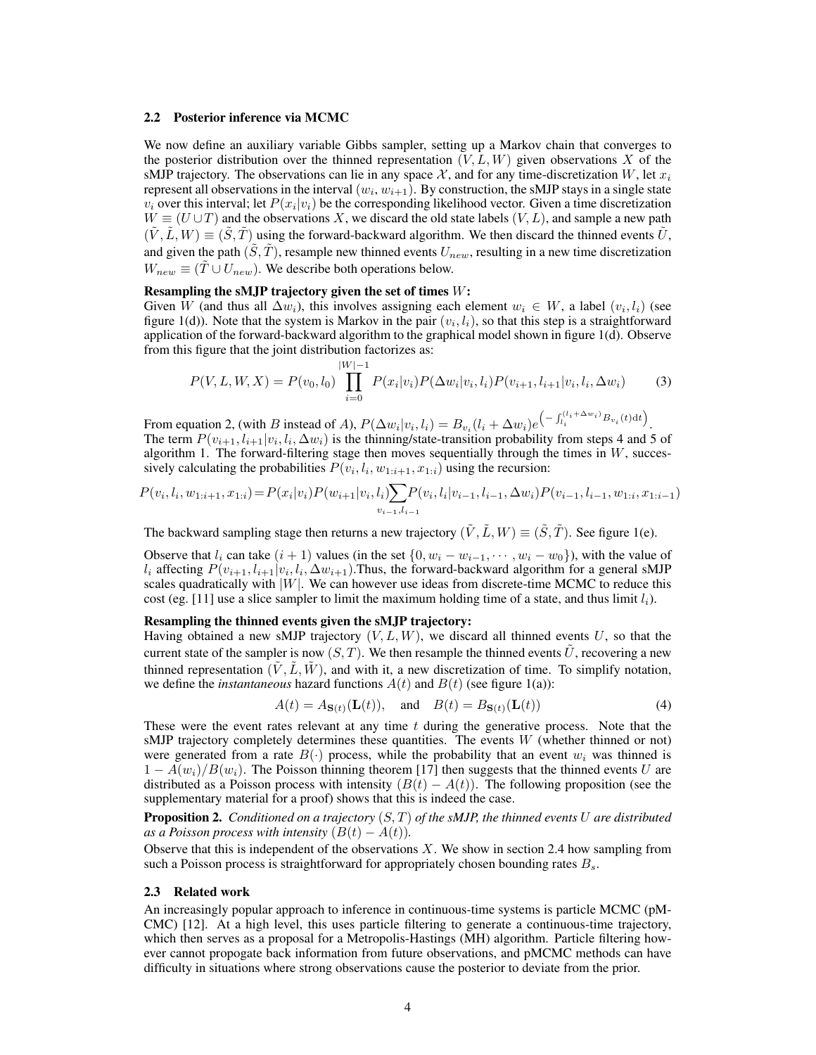### 2.2 Posterior inference via MCMC

We now define an auxiliary variable Gibbs sampler, setting up a Markov chain that converges to the posterior distribution over the thinned representation $(V, L, W)$ given observations $X$ of the sMJP trajectory. The observations can lie in any space $\mathcal{X}$, and for any time-discretization $W$, let $x_i$ represent all observations in the interval $(w_i, w_{i+1})$. By construction, the sMJP stays in a single state $v_i$ over this interval; let $P(x_i|v_i)$ be the corresponding likelihood vector. Given a time discretization $W \equiv (U \cup T)$ and the observations $X$, we discard the old state labels $(V, L)$, and sample a new path $(\tilde{V}, \tilde{L}, W) \equiv (\tilde{S}, \tilde{T})$ using the forward-backward algorithm. We then discard the thinned events $\tilde{U}$, and given the path $(\tilde{S}, \tilde{T})$, resample new thinned events $U_{new}$, resulting in a new time discretization $W_{new} \equiv (\tilde{T} \cup U_{new})$. We describe both operations below.

**Resampling the sMJP trajectory given the set of times $W$:**
Given $W$ (and thus all $\Delta w_i$), this involves assigning each element $w_i \in W$, a label $(v_i, l_i)$ (see figure 1(d)). Note that the system is Markov in the pair $(v_i, l_i)$, so that this step is a straightforward application of the forward-backward algorithm to the graphical model shown in figure 1(d). Observe from this figure that the joint distribution factorizes as:

$$P(V, L, W, X) = P(v_0, l_0) \prod_{i=0}^{|W|-1} P(x_i|v_i) P(\Delta w_i | v_i, l_i) P(v_{i+1}, l_{i+1} | v_i, l_i, \Delta w_i) \tag{3}$$

From equation 2, (with $B$ instead of $A$), $P(\Delta w_i|v_i, l_i) = B_{v_i}(l_i + \Delta w_i) e^{\left(-\int_{l_i}^{(l_i+\Delta w_i)} B_{v_i}(t)\mathrm{d}t\right)}$. The term $P(v_{i+1}, l_{i+1}|v_i, l_i, \Delta w_i)$ is the thinning/state-transition probability from steps 4 and 5 of algorithm 1. The forward-filtering stage then moves sequentially through the times in $W$, successively calculating the probabilities $P(v_i, l_i, w_{1:i+1}, x_{1:i})$ using the recursion:

$$P(v_i, l_i, w_{1:i+1}, x_{1:i}) = P(x_i|v_i) P(w_{i+1}|v_i, l_i) \sum_{v_{i-1}, l_{i-1}} P(v_i, l_i | v_{i-1}, l_{i-1}, \Delta w_i) P(v_{i-1}, l_{i-1}, w_{1:i}, x_{1:i-1})$$

The backward sampling stage then returns a new trajectory $(\tilde{V}, \tilde{L}, W) \equiv (\tilde{S}, \tilde{T})$. See figure 1(e).

Observe that $l_i$ can take $(i + 1)$ values (in the set $\{0, w_i - w_{i-1}, \cdots, w_i - w_0\}$), with the value of $l_i$ affecting $P(v_{i+1}, l_{i+1}|v_i, l_i, \Delta w_{i+1})$.Thus, the forward-backward algorithm for a general sMJP scales quadratically with $|W|$. We can however use ideas from discrete-time MCMC to reduce this cost (eg. [11] use a slice sampler to limit the maximum holding time of a state, and thus limit $l_i$).

**Resampling the thinned events given the sMJP trajectory:**
Having obtained a new sMJP trajectory $(V, L, W)$, we discard all thinned events $U$, so that the current state of the sampler is now $(S, T)$. We then resample the thinned events $\tilde{U}$, recovering a new thinned representation $(\tilde{V}, \tilde{L}, \tilde{W})$, and with it, a new discretization of time. To simplify notation, we define the *instantaneous* hazard functions $A(t)$ and $B(t)$ (see figure 1(a)):

$$A(t) = A_{\mathbf{S}(t)}(\mathbf{L}(t)), \quad \text{and} \quad B(t) = B_{\mathbf{S}(t)}(\mathbf{L}(t)) \tag{4}$$

These were the event rates relevant at any time $t$ during the generative process. Note that the sMJP trajectory completely determines these quantities. The events $W$ (whether thinned or not) were generated from a rate $B(\cdot)$ process, while the probability that an event $w_i$ was thinned is $1 - A(w_i)/B(w_i)$. The Poisson thinning theorem [17] then suggests that the thinned events $U$ are distributed as a Poisson process with intensity $(B(t) - A(t))$. The following proposition (see the supplementary material for a proof) shows that this is indeed the case.

**Proposition 2.** *Conditioned on a trajectory $(S, T)$ of the sMJP, the thinned events $U$ are distributed as a Poisson process with intensity $(B(t) - A(t))$.*

Observe that this is independent of the observations $X$. We show in section 2.4 how sampling from such a Poisson process is straightforward for appropriately chosen bounding rates $B_s$.

### 2.3 Related work

An increasingly popular approach to inference in continuous-time systems is particle MCMC (pMCMC) [12]. At a high level, this uses particle filtering to generate a continuous-time trajectory, which then serves as a proposal for a Metropolis-Hastings (MH) algorithm. Particle filtering however cannot propogate back information from future observations, and pMCMC methods can have difficulty in situations where strong observations cause the posterior to deviate from the prior.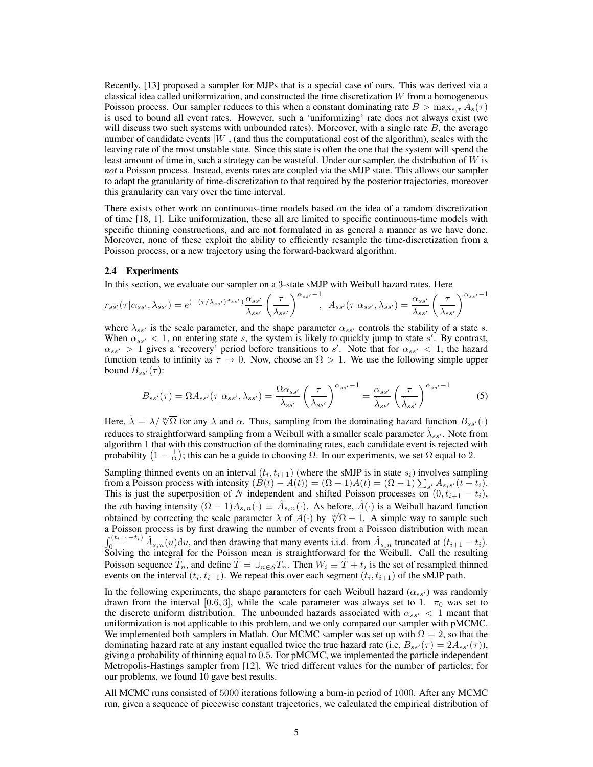Recently, [13] proposed a sampler for MJPs that is a special case of ours. This was derived via a classical idea called uniformization, and constructed the time discretization $W$ from a homogeneous Poisson process. Our sampler reduces to this when a constant dominating rate $B > \max_{s,\tau} A_s(\tau)$ is used to bound all event rates. However, such a 'uniformizing' rate does not always exist (we will discuss two such systems with unbounded rates). Moreover, with a single rate $B$, the average number of candidate events $|W|$, (and thus the computational cost of the algorithm), scales with the leaving rate of the most unstable state. Since this state is often the one that the system will spend the least amount of time in, such a strategy can be wasteful. Under our sampler, the distribution of $W$ is *not* a Poisson process. Instead, events rates are coupled via the sMJP state. This allows our sampler to adapt the granularity of time-discretization to that required by the posterior trajectories, moreover this granularity can vary over the time interval.

There exists other work on continuous-time models based on the idea of a random discretization of time [18, 1]. Like uniformization, these all are limited to specific continuous-time models with specific thinning constructions, and are not formulated in as general a manner as we have done. Moreover, none of these exploit the ability to efficiently resample the time-discretization from a Poisson process, or a new trajectory using the forward-backward algorithm.

### 2.4 Experiments

In this section, we evaluate our sampler on a 3-state sMJP with Weibull hazard rates. Here

$$r_{ss'}(\tau|\alpha_{ss'}, \lambda_{ss'}) = e^{(-(\tau/\lambda_{ss'})^{\alpha_{ss'}})} \frac{\alpha_{ss'}}{\lambda_{ss'}} \left(\frac{\tau}{\lambda_{ss'}}\right)^{\alpha_{ss'}-1}, \quad A_{ss'}(\tau|\alpha_{ss'}, \lambda_{ss'}) = \frac{\alpha_{ss'}}{\lambda_{ss'}} \left(\frac{\tau}{\lambda_{ss'}}\right)^{\alpha_{ss'}-1}$$

where $\lambda_{ss'}$ is the scale parameter, and the shape parameter $\alpha_{ss'}$ controls the stability of a state $s$. When $\alpha_{ss'} < 1$, on entering state $s$, the system is likely to quickly jump to state $s'$. By contrast, $\alpha_{ss'} > 1$ gives a 'recovery' period before transitions to $s'$. Note that for $\alpha_{ss'} < 1$, the hazard function tends to infinity as $\tau \to 0$. Now, choose an $\Omega > 1$. We use the following simple upper bound $B_{ss'}(\tau)$:

$$B_{ss'}(\tau) = \Omega A_{ss'}(\tau|\alpha_{ss'}, \lambda_{ss'}) = \frac{\Omega \alpha_{ss'}}{\lambda_{ss'}} \left(\frac{\tau}{\lambda_{ss'}}\right)^{\alpha_{ss'}-1} = \frac{\alpha_{ss'}}{\tilde{\lambda}_{ss'}} \left(\frac{\tau}{\tilde{\lambda}_{ss'}}\right)^{\alpha_{ss'}-1} \tag{5}$$

Here, $\tilde{\lambda} = \lambda / \sqrt[\alpha]{\Omega}$ for any $\lambda$ and $\alpha$. Thus, sampling from the dominating hazard function $B_{ss'}(\cdot)$ reduces to straightforward sampling from a Weibull with a smaller scale parameter $\tilde{\lambda}_{ss'}$. Note from algorithm 1 that with this construction of the dominating rates, each candidate event is rejected with probability $\left(1 - \frac{1}{\Omega}\right)$; this can be a guide to choosing $\Omega$. In our experiments, we set $\Omega$ equal to 2.

Sampling thinned events on an interval $(t_i, t_{i+1})$ (where the sMJP is in state $s_i$) involves sampling from a Poisson process with intensity $(B(t) - A(t)) = (\Omega - 1)A(t) = (\Omega - 1)\sum_{s'} A_{s_i s'}(t - t_i)$. This is just the superposition of $N$ independent and shifted Poisson processes on $(0, t_{i+1} - t_i)$, the $n$th having intensity $(\Omega - 1)A_{s_i n}(\cdot) \equiv \hat{A}_{s_i n}(\cdot)$. As before, $\hat{A}(\cdot)$ is a Weibull hazard function obtained by correcting the scale parameter $\lambda$ of $A(\cdot)$ by $\sqrt[\alpha]{\Omega - 1}$. A simple way to sample such a Poisson process is by first drawing the number of events from a Poisson distribution with mean $\int_0^{(t_{i+1}-t_i)} \hat{A}_{s_i n}(u)\mathrm{d}u$, and then drawing that many events i.i.d. from $\hat{A}_{s_i n}$ truncated at $(t_{i+1} - t_i)$. Solving the integral for the Poisson mean is straightforward for the Weibull. Call the resulting Poisson sequence $\tilde{T}_n$, and define $\tilde{T} = \cup_{n \in \mathcal{S}} \tilde{T}_n$. Then $W_i \equiv \tilde{T} + t_i$ is the set of resampled thinned events on the interval $(t_i, t_{i+1})$. We repeat this over each segment $(t_i, t_{i+1})$ of the sMJP path.

In the following experiments, the shape parameters for each Weibull hazard ($\alpha_{ss'}$) was randomly drawn from the interval $[0.6, 3]$, while the scale parameter was always set to 1. $\pi_0$ was set to the discrete uniform distribution. The unbounded hazards associated with $\alpha_{ss'} < 1$ meant that uniformization is not applicable to this problem, and we only compared our sampler with pMCMC. We implemented both samplers in Matlab. Our MCMC sampler was set up with $\Omega = 2$, so that the dominating hazard rate at any instant equalled twice the true hazard rate (i.e. $B_{ss'}(\tau) = 2A_{ss'}(\tau)$), giving a probability of thinning equal to 0.5. For pMCMC, we implemented the particle independent Metropolis-Hastings sampler from [12]. We tried different values for the number of particles; for our problems, we found 10 gave best results.

All MCMC runs consisted of 5000 iterations following a burn-in period of 1000. After any MCMC run, given a sequence of piecewise constant trajectories, we calculated the empirical distribution of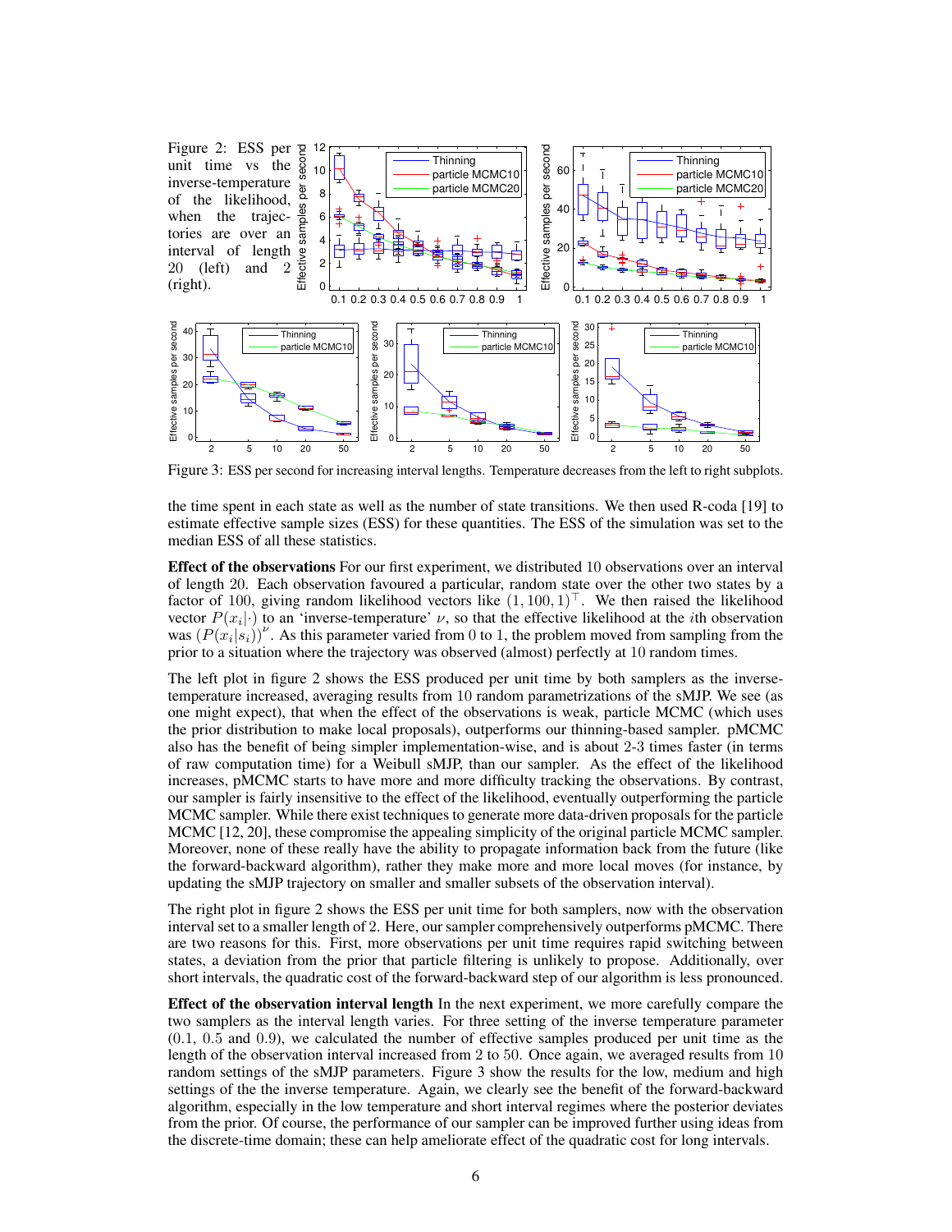Figure 2: ESS per unit time vs the inverse-temperature of the likelihood, when the trajectories are over an interval of length 20 (left) and 2 (right).

Figure 3: ESS per second for increasing interval lengths. Temperature decreases from the left to right subplots.

the time spent in each state as well as the number of state transitions. We then used R-coda [19] to estimate effective sample sizes (ESS) for these quantities. The ESS of the simulation was set to the median ESS of all these statistics.

**Effect of the observations** For our first experiment, we distributed 10 observations over an interval of length 20. Each observation favoured a particular, random state over the other two states by a factor of 100, giving random likelihood vectors like $(1, 100, 1)^\top$. We then raised the likelihood vector $P(x_i|\cdot)$ to an 'inverse-temperature' $\nu$, so that the effective likelihood at the $i$th observation was $(P(x_i|s_i))^\nu$. As this parameter varied from 0 to 1, the problem moved from sampling from the prior to a situation where the trajectory was observed (almost) perfectly at 10 random times.

The left plot in figure 2 shows the ESS produced per unit time by both samplers as the inverse-temperature increased, averaging results from 10 random parametrizations of the sMJP. We see (as one might expect), that when the effect of the observations is weak, particle MCMC (which uses the prior distribution to make local proposals), outperforms our thinning-based sampler. pMCMC also has the benefit of being simpler implementation-wise, and is about 2-3 times faster (in terms of raw computation time) for a Weibull sMJP, than our sampler. As the effect of the likelihood increases, pMCMC starts to have more and more difficulty tracking the observations. By contrast, our sampler is fairly insensitive to the effect of the likelihood, eventually outperforming the particle MCMC sampler. While there exist techniques to generate more data-driven proposals for the particle MCMC [12, 20], these compromise the appealing simplicity of the original particle MCMC sampler. Moreover, none of these really have the ability to propagate information back from the future (like the forward-backward algorithm), rather they make more and more local moves (for instance, by updating the sMJP trajectory on smaller and smaller subsets of the observation interval).

The right plot in figure 2 shows the ESS per unit time for both samplers, now with the observation interval set to a smaller length of 2. Here, our sampler comprehensively outperforms pMCMC. There are two reasons for this. First, more observations per unit time requires rapid switching between states, a deviation from the prior that particle filtering is unlikely to propose. Additionally, over short intervals, the quadratic cost of the forward-backward step of our algorithm is less pronounced.

**Effect of the observation interval length** In the next experiment, we more carefully compare the two samplers as the interval length varies. For three setting of the inverse temperature parameter (0.1, 0.5 and 0.9), we calculated the number of effective samples produced per unit time as the length of the observation interval increased from 2 to 50. Once again, we averaged results from 10 random settings of the sMJP parameters. Figure 3 show the results for the low, medium and high settings of the the inverse temperature. Again, we clearly see the benefit of the forward-backward algorithm, especially in the low temperature and short interval regimes where the posterior deviates from the prior. Of course, the performance of our sampler can be improved further using ideas from the discrete-time domain; these can help ameliorate effect of the quadratic cost for long intervals.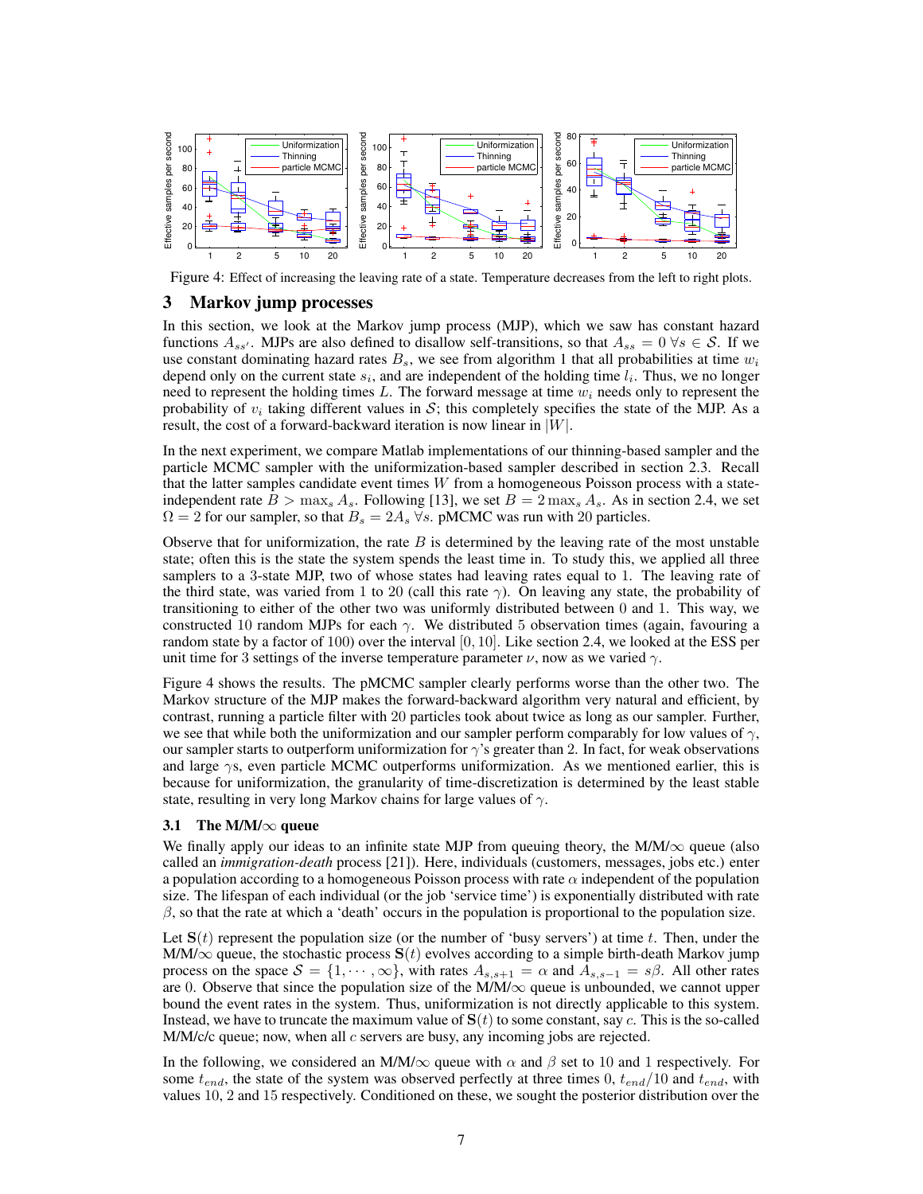Figure 4: Effect of increasing the leaving rate of a state. Temperature decreases from the left to right plots.

## 3 Markov jump processes

In this section, we look at the Markov jump process (MJP), which we saw has constant hazard functions $A_{ss'}$. MJPs are also defined to disallow self-transitions, so that $A_{ss} = 0 \; \forall s \in \mathcal{S}$. If we use constant dominating hazard rates $B_s$, we see from algorithm 1 that all probabilities at time $w_i$ depend only on the current state $s_i$, and are independent of the holding time $l_i$. Thus, we no longer need to represent the holding times $L$. The forward message at time $w_i$ needs only to represent the probability of $v_i$ taking different values in $\mathcal{S}$; this completely specifies the state of the MJP. As a result, the cost of a forward-backward iteration is now linear in $|W|$.

In the next experiment, we compare Matlab implementations of our thinning-based sampler and the particle MCMC sampler with the uniformization-based sampler described in section 2.3. Recall that the latter samples candidate event times $W$ from a homogeneous Poisson process with a state-independent rate $B > \max_s A_s$. Following [13], we set $B = 2 \max_s A_s$. As in section 2.4, we set $\Omega = 2$ for our sampler, so that $B_s = 2A_s \; \forall s$. pMCMC was run with 20 particles.

Observe that for uniformization, the rate $B$ is determined by the leaving rate of the most unstable state; often this is the state the system spends the least time in. To study this, we applied all three samplers to a 3-state MJP, two of whose states had leaving rates equal to 1. The leaving rate of the third state, was varied from 1 to 20 (call this rate $\gamma$). On leaving any state, the probability of transitioning to either of the other two was uniformly distributed between 0 and 1. This way, we constructed 10 random MJPs for each $\gamma$. We distributed 5 observation times (again, favouring a random state by a factor of 100) over the interval $[0, 10]$. Like section 2.4, we looked at the ESS per unit time for 3 settings of the inverse temperature parameter $\nu$, now as we varied $\gamma$.

Figure 4 shows the results. The pMCMC sampler clearly performs worse than the other two. The Markov structure of the MJP makes the forward-backward algorithm very natural and efficient, by contrast, running a particle filter with 20 particles took about twice as long as our sampler. Further, we see that while both the uniformization and our sampler perform comparably for low values of $\gamma$, our sampler starts to outperform uniformization for $\gamma$'s greater than 2. In fact, for weak observations and large $\gamma$s, even particle MCMC outperforms uniformization. As we mentioned earlier, this is because for uniformization, the granularity of time-discretization is determined by the least stable state, resulting in very long Markov chains for large values of $\gamma$.

### 3.1 The M/M/$\infty$ queue

We finally apply our ideas to an infinite state MJP from queuing theory, the M/M/$\infty$ queue (also called an *immigration-death* process [21]). Here, individuals (customers, messages, jobs etc.) enter a population according to a homogeneous Poisson process with rate $\alpha$ independent of the population size. The lifespan of each individual (or the job 'service time') is exponentially distributed with rate $\beta$, so that the rate at which a 'death' occurs in the population is proportional to the population size.

Let $\mathbf{S}(t)$ represent the population size (or the number of 'busy servers') at time $t$. Then, under the M/M/$\infty$ queue, the stochastic process $\mathbf{S}(t)$ evolves according to a simple birth-death Markov jump process on the space $\mathcal{S} = \{1, \cdots, \infty\}$, with rates $A_{s,s+1} = \alpha$ and $A_{s,s-1} = s\beta$. All other rates are 0. Observe that since the population size of the M/M/$\infty$ queue is unbounded, we cannot upper bound the event rates in the system. Thus, uniformization is not directly applicable to this system. Instead, we have to truncate the maximum value of $\mathbf{S}(t)$ to some constant, say $c$. This is the so-called M/M/c/c queue; now, when all $c$ servers are busy, any incoming jobs are rejected.

In the following, we considered an M/M/$\infty$ queue with $\alpha$ and $\beta$ set to 10 and 1 respectively. For some $t_{end}$, the state of the system was observed perfectly at three times 0, $t_{end}/10$ and $t_{end}$, with values 10, 2 and 15 respectively. Conditioned on these, we sought the posterior distribution over the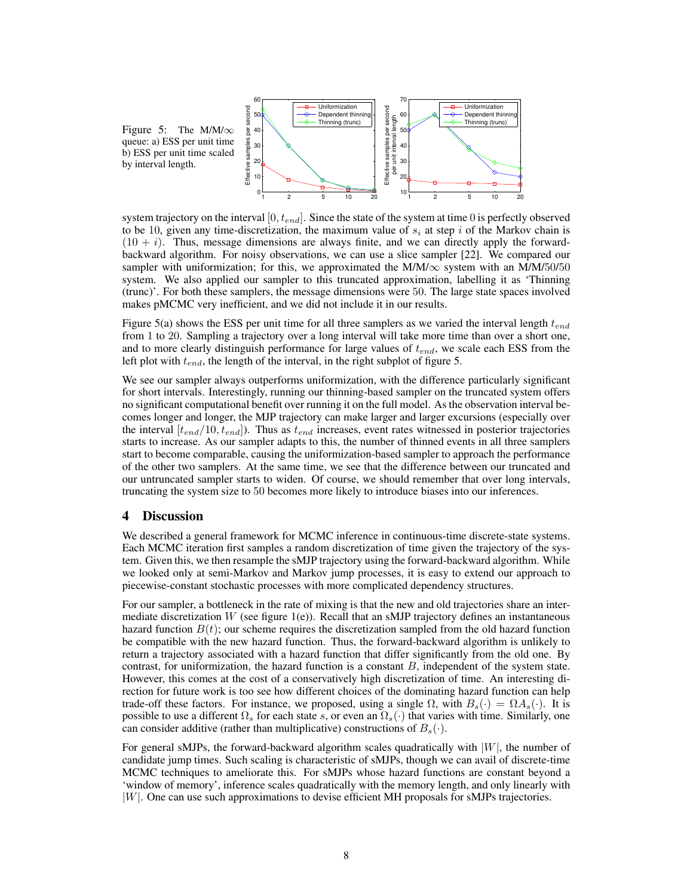Figure 5: The M/M/∞ queue: a) ESS per unit time b) ESS per unit time scaled by interval length.

system trajectory on the interval $[0, t_{end}]$. Since the state of the system at time 0 is perfectly observed to be 10, given any time-discretization, the maximum value of $s_i$ at step $i$ of the Markov chain is $(10 + i)$. Thus, message dimensions are always finite, and we can directly apply the forward-backward algorithm. For noisy observations, we can use a slice sampler [22]. We compared our sampler with uniformization; for this, we approximated the M/M/∞ system with an M/M/50/50 system. We also applied our sampler to this truncated approximation, labelling it as 'Thinning (trunc)'. For both these samplers, the message dimensions were 50. The large state spaces involved makes pMCMC very inefficient, and we did not include it in our results.

Figure 5(a) shows the ESS per unit time for all three samplers as we varied the interval length $t_{end}$ from 1 to 20. Sampling a trajectory over a long interval will take more time than over a short one, and to more clearly distinguish performance for large values of $t_{end}$, we scale each ESS from the left plot with $t_{end}$, the length of the interval, in the right subplot of figure 5.

We see our sampler always outperforms uniformization, with the difference particularly significant for short intervals. Interestingly, running our thinning-based sampler on the truncated system offers no significant computational benefit over running it on the full model. As the observation interval becomes longer and longer, the MJP trajectory can make larger and larger excursions (especially over the interval $[t_{end}/10, t_{end}]$). Thus as $t_{end}$ increases, event rates witnessed in posterior trajectories starts to increase. As our sampler adapts to this, the number of thinned events in all three samplers start to become comparable, causing the uniformization-based sampler to approach the performance of the other two samplers. At the same time, we see that the difference between our truncated and our untruncated sampler starts to widen. Of course, we should remember that over long intervals, truncating the system size to 50 becomes more likely to introduce biases into our inferences.

## 4 Discussion

We described a general framework for MCMC inference in continuous-time discrete-state systems. Each MCMC iteration first samples a random discretization of time given the trajectory of the system. Given this, we then resample the sMJP trajectory using the forward-backward algorithm. While we looked only at semi-Markov and Markov jump processes, it is easy to extend our approach to piecewise-constant stochastic processes with more complicated dependency structures.

For our sampler, a bottleneck in the rate of mixing is that the new and old trajectories share an intermediate discretization $W$ (see figure 1(e)). Recall that an sMJP trajectory defines an instantaneous hazard function $B(t)$; our scheme requires the discretization sampled from the old hazard function be compatible with the new hazard function. Thus, the forward-backward algorithm is unlikely to return a trajectory associated with a hazard function that differ significantly from the old one. By contrast, for uniformization, the hazard function is a constant $B$, independent of the system state. However, this comes at the cost of a conservatively high discretization of time. An interesting direction for future work is too see how different choices of the dominating hazard function can help trade-off these factors. For instance, we proposed, using a single $\Omega$, with $B_s(\cdot) = \Omega A_s(\cdot)$. It is possible to use a different $\Omega_s$ for each state $s$, or even an $\Omega_s(\cdot)$ that varies with time. Similarly, one can consider additive (rather than multiplicative) constructions of $B_s(\cdot)$.

For general sMJPs, the forward-backward algorithm scales quadratically with $|W|$, the number of candidate jump times. Such scaling is characteristic of sMJPs, though we can avail of discrete-time MCMC techniques to ameliorate this. For sMJPs whose hazard functions are constant beyond a 'window of memory', inference scales quadratically with the memory length, and only linearly with $|W|$. One can use such approximations to devise efficient MH proposals for sMJPs trajectories.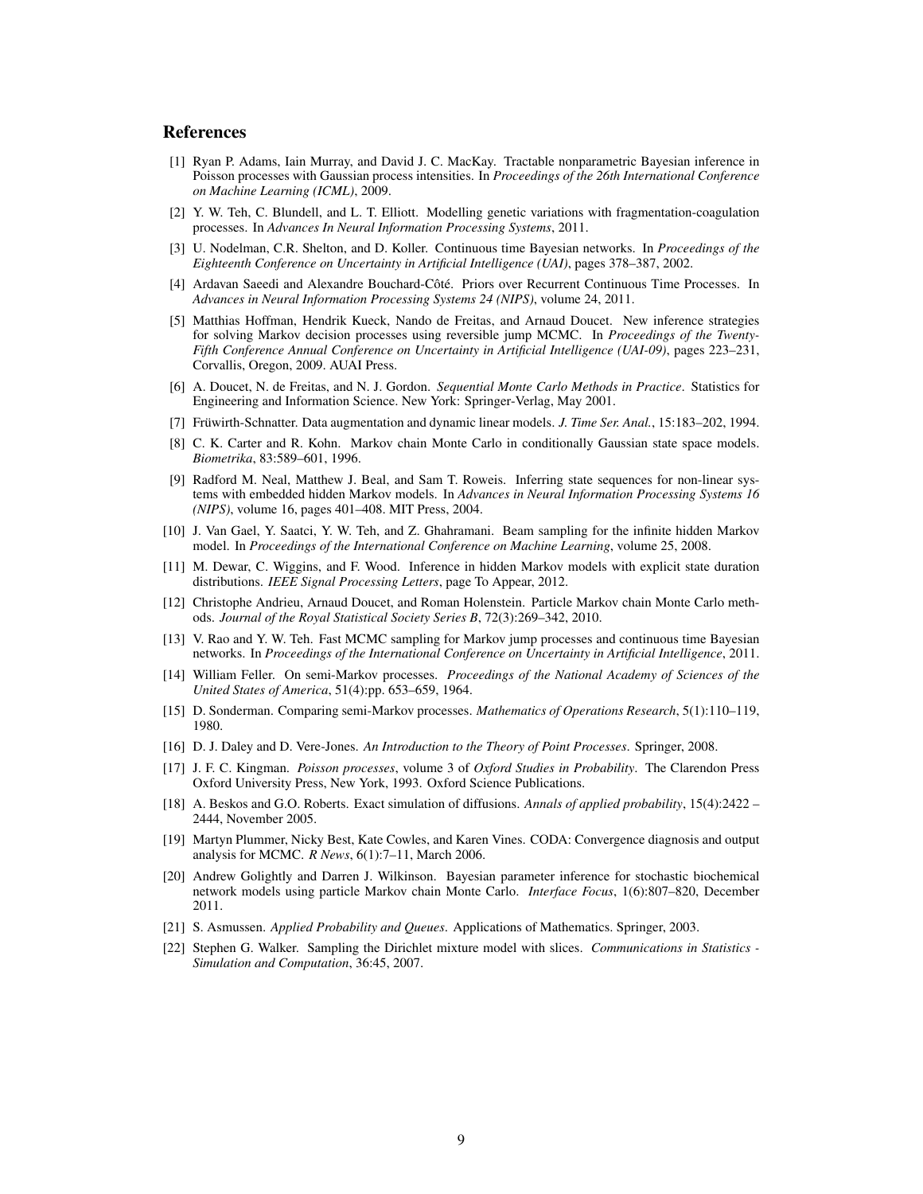## References

[1] Ryan P. Adams, Iain Murray, and David J. C. MacKay. Tractable nonparametric Bayesian inference in Poisson processes with Gaussian process intensities. In *Proceedings of the 26th International Conference on Machine Learning (ICML)*, 2009.

[2] Y. W. Teh, C. Blundell, and L. T. Elliott. Modelling genetic variations with fragmentation-coagulation processes. In *Advances In Neural Information Processing Systems*, 2011.

[3] U. Nodelman, C.R. Shelton, and D. Koller. Continuous time Bayesian networks. In *Proceedings of the Eighteenth Conference on Uncertainty in Artificial Intelligence (UAI)*, pages 378–387, 2002.

[4] Ardavan Saeedi and Alexandre Bouchard-Côté. Priors over Recurrent Continuous Time Processes. In *Advances in Neural Information Processing Systems 24 (NIPS)*, volume 24, 2011.

[5] Matthias Hoffman, Hendrik Kueck, Nando de Freitas, and Arnaud Doucet. New inference strategies for solving Markov decision processes using reversible jump MCMC. In *Proceedings of the Twenty-Fifth Conference Annual Conference on Uncertainty in Artificial Intelligence (UAI-09)*, pages 223–231, Corvallis, Oregon, 2009. AUAI Press.

[6] A. Doucet, N. de Freitas, and N. J. Gordon. *Sequential Monte Carlo Methods in Practice*. Statistics for Engineering and Information Science. New York: Springer-Verlag, May 2001.

[7] Früwirth-Schnatter. Data augmentation and dynamic linear models. *J. Time Ser. Anal.*, 15:183–202, 1994.

[8] C. K. Carter and R. Kohn. Markov chain Monte Carlo in conditionally Gaussian state space models. *Biometrika*, 83:589–601, 1996.

[9] Radford M. Neal, Matthew J. Beal, and Sam T. Roweis. Inferring state sequences for non-linear systems with embedded hidden Markov models. In *Advances in Neural Information Processing Systems 16 (NIPS)*, volume 16, pages 401–408. MIT Press, 2004.

[10] J. Van Gael, Y. Saatci, Y. W. Teh, and Z. Ghahramani. Beam sampling for the infinite hidden Markov model. In *Proceedings of the International Conference on Machine Learning*, volume 25, 2008.

[11] M. Dewar, C. Wiggins, and F. Wood. Inference in hidden Markov models with explicit state duration distributions. *IEEE Signal Processing Letters*, page To Appear, 2012.

[12] Christophe Andrieu, Arnaud Doucet, and Roman Holenstein. Particle Markov chain Monte Carlo methods. *Journal of the Royal Statistical Society Series B*, 72(3):269–342, 2010.

[13] V. Rao and Y. W. Teh. Fast MCMC sampling for Markov jump processes and continuous time Bayesian networks. In *Proceedings of the International Conference on Uncertainty in Artificial Intelligence*, 2011.

[14] William Feller. On semi-Markov processes. *Proceedings of the National Academy of Sciences of the United States of America*, 51(4):pp. 653–659, 1964.

[15] D. Sonderman. Comparing semi-Markov processes. *Mathematics of Operations Research*, 5(1):110–119, 1980.

[16] D. J. Daley and D. Vere-Jones. *An Introduction to the Theory of Point Processes*. Springer, 2008.

[17] J. F. C. Kingman. *Poisson processes*, volume 3 of *Oxford Studies in Probability*. The Clarendon Press Oxford University Press, New York, 1993. Oxford Science Publications.

[18] A. Beskos and G.O. Roberts. Exact simulation of diffusions. *Annals of applied probability*, 15(4):2422 – 2444, November 2005.

[19] Martyn Plummer, Nicky Best, Kate Cowles, and Karen Vines. CODA: Convergence diagnosis and output analysis for MCMC. *R News*, 6(1):7–11, March 2006.

[20] Andrew Golightly and Darren J. Wilkinson. Bayesian parameter inference for stochastic biochemical network models using particle Markov chain Monte Carlo. *Interface Focus*, 1(6):807–820, December 2011.

[21] S. Asmussen. *Applied Probability and Queues*. Applications of Mathematics. Springer, 2003.

[22] Stephen G. Walker. Sampling the Dirichlet mixture model with slices. *Communications in Statistics - Simulation and Computation*, 36:45, 2007.